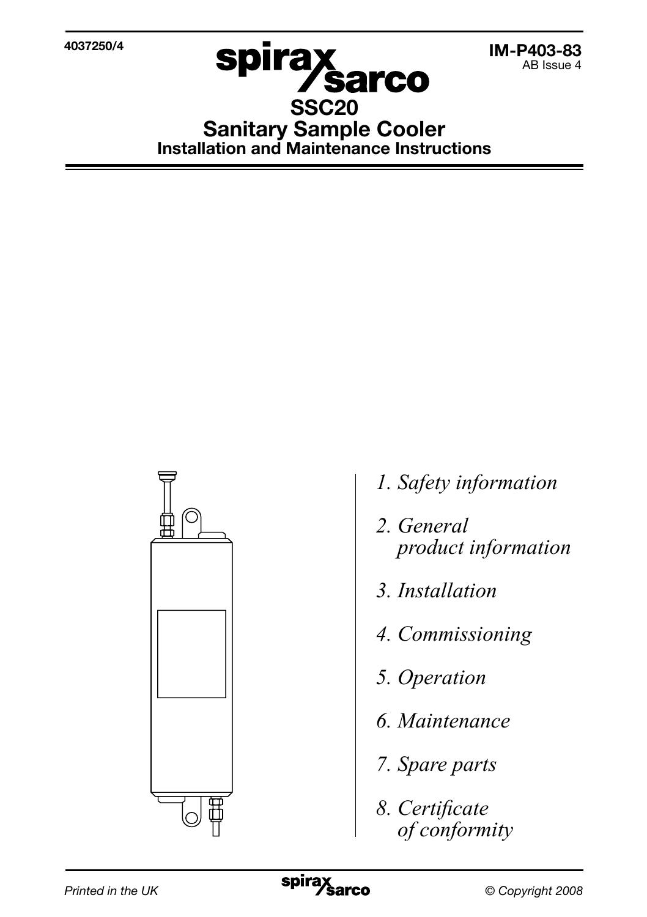4037250/4

**IM-P403-83**
AB Issue 4

# SSC20
# Sanitary Sample Cooler
## Installation and Maintenance Instructions

*1. Safety information*

*2. General product information*

*3. Installation*

*4. Commissioning*

*5. Operation*

*6. Maintenance*

*7. Spare parts*

*8. Certificate of conformity*

*Printed in the UK* *© Copyright 2008*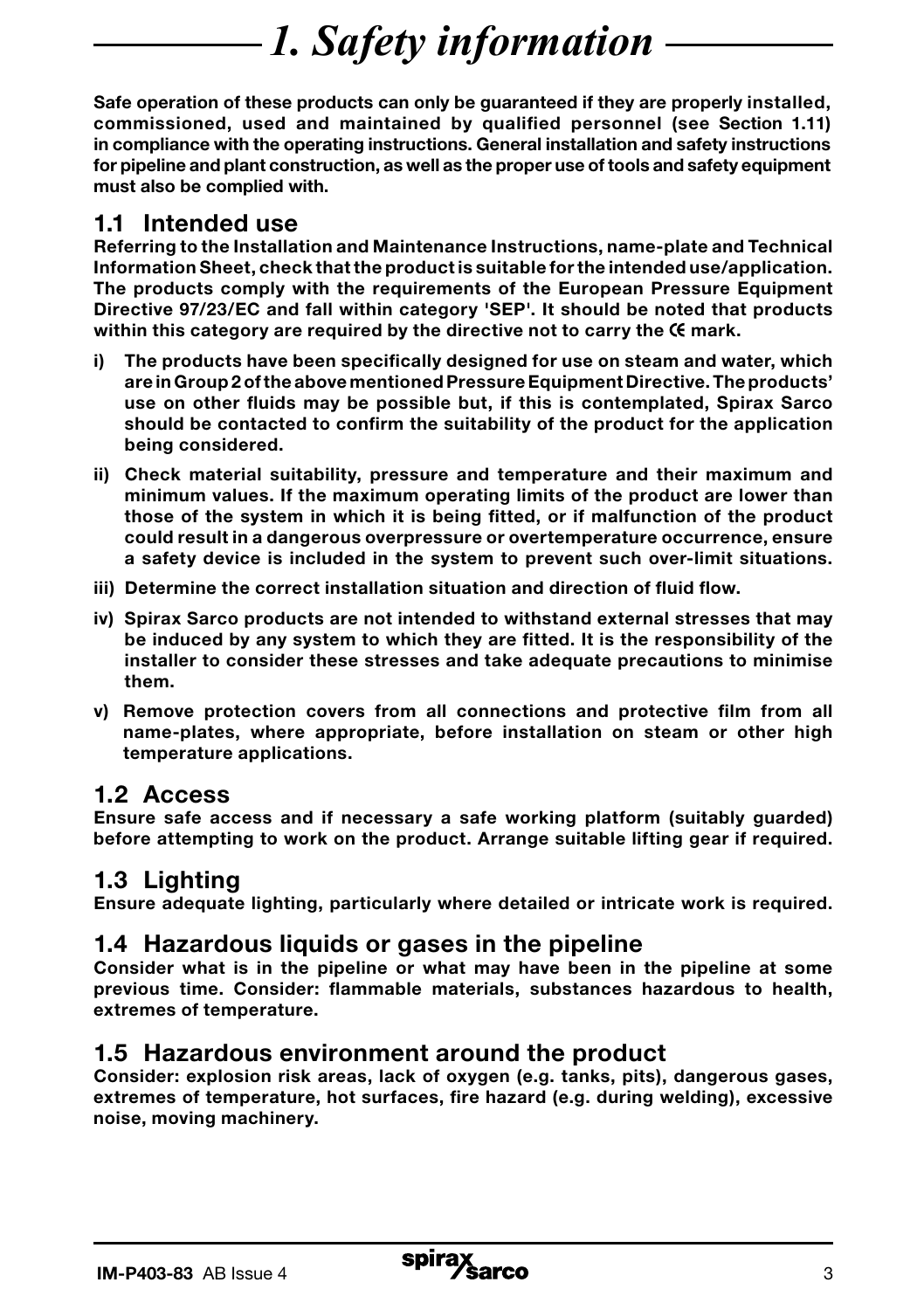# 1. Safety information

**Safe operation of these products can only be guaranteed if they are properly installed, commissioned, used and maintained by qualified personnel (see Section 1.11) in compliance with the operating instructions. General installation and safety instructions for pipeline and plant construction, as well as the proper use of tools and safety equipment must also be complied with.**

## 1.1 Intended use

**Referring to the Installation and Maintenance Instructions, name-plate and Technical Information Sheet, check that the product is suitable for the intended use/application. The products comply with the requirements of the European Pressure Equipment Directive 97/23/EC and fall within category 'SEP'. It should be noted that products within this category are required by the directive not to carry the CE mark.**

- **i) The products have been specifically designed for use on steam and water, which are in Group 2 of the above mentioned Pressure Equipment Directive. The products' use on other fluids may be possible but, if this is contemplated, Spirax Sarco should be contacted to confirm the suitability of the product for the application being considered.**
- **ii) Check material suitability, pressure and temperature and their maximum and minimum values. If the maximum operating limits of the product are lower than those of the system in which it is being fitted, or if malfunction of the product could result in a dangerous overpressure or overtemperature occurrence, ensure a safety device is included in the system to prevent such over-limit situations.**
- **iii) Determine the correct installation situation and direction of fluid flow.**
- **iv) Spirax Sarco products are not intended to withstand external stresses that may be induced by any system to which they are fitted. It is the responsibility of the installer to consider these stresses and take adequate precautions to minimise them.**
- **v) Remove protection covers from all connections and protective film from all name-plates, where appropriate, before installation on steam or other high temperature applications.**

## 1.2 Access

**Ensure safe access and if necessary a safe working platform (suitably guarded) before attempting to work on the product. Arrange suitable lifting gear if required.**

## 1.3 Lighting

**Ensure adequate lighting, particularly where detailed or intricate work is required.**

## 1.4 Hazardous liquids or gases in the pipeline

**Consider what is in the pipeline or what may have been in the pipeline at some previous time. Consider: flammable materials, substances hazardous to health, extremes of temperature.**

## 1.5 Hazardous environment around the product

**Consider: explosion risk areas, lack of oxygen (e.g. tanks, pits), dangerous gases, extremes of temperature, hot surfaces, fire hazard (e.g. during welding), excessive noise, moving machinery.**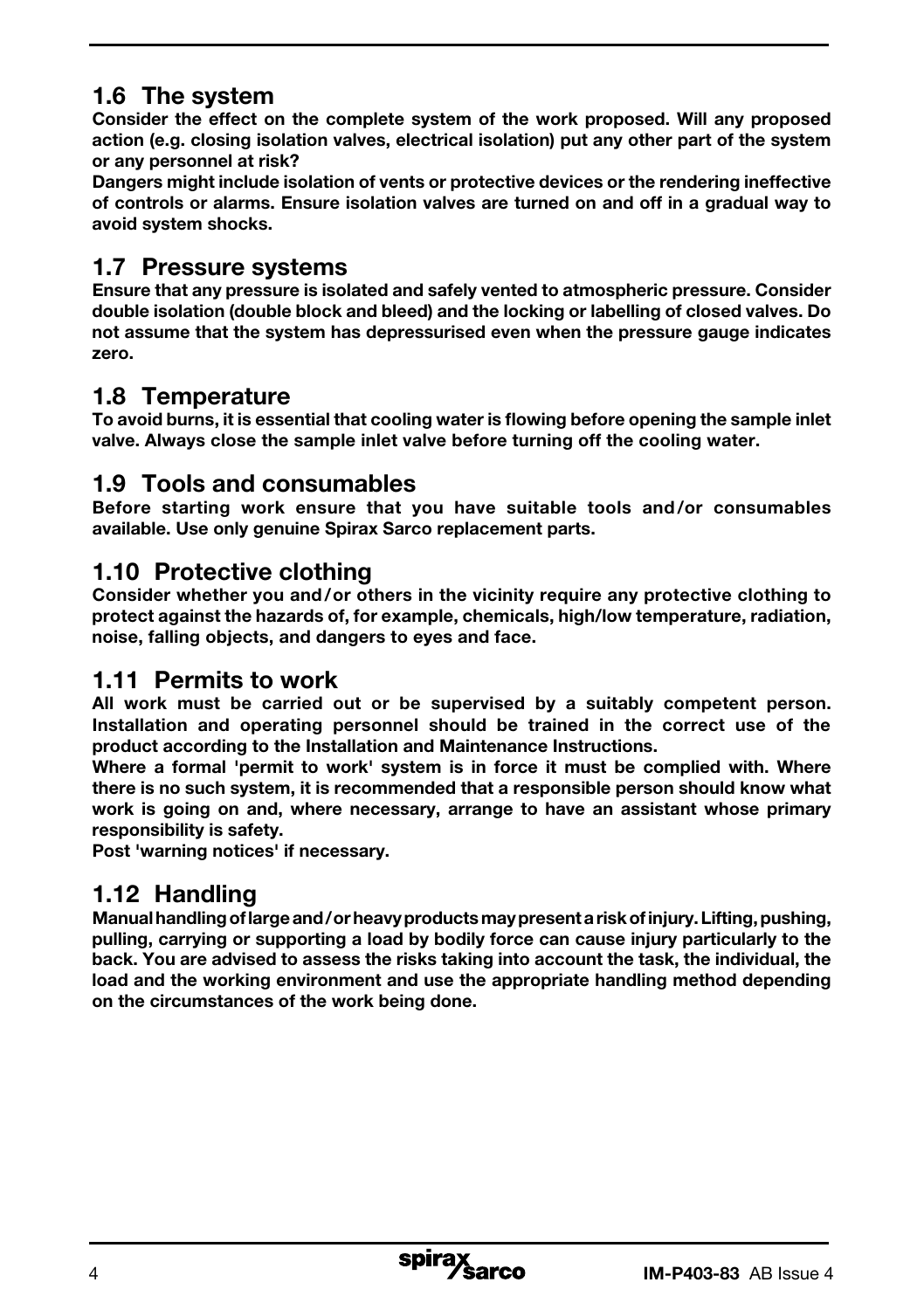## 1.6 The system

**Consider the effect on the complete system of the work proposed. Will any proposed action (e.g. closing isolation valves, electrical isolation) put any other part of the system or any personnel at risk?**

**Dangers might include isolation of vents or protective devices or the rendering ineffective of controls or alarms. Ensure isolation valves are turned on and off in a gradual way to avoid system shocks.**

## 1.7 Pressure systems

**Ensure that any pressure is isolated and safely vented to atmospheric pressure. Consider double isolation (double block and bleed) and the locking or labelling of closed valves. Do not assume that the system has depressurised even when the pressure gauge indicates zero.**

## 1.8 Temperature

**To avoid burns, it is essential that cooling water is flowing before opening the sample inlet valve. Always close the sample inlet valve before turning off the cooling water.**

## 1.9 Tools and consumables

**Before starting work ensure that you have suitable tools and/or consumables available. Use only genuine Spirax Sarco replacement parts.**

## 1.10 Protective clothing

**Consider whether you and/or others in the vicinity require any protective clothing to protect against the hazards of, for example, chemicals, high/low temperature, radiation, noise, falling objects, and dangers to eyes and face.**

## 1.11 Permits to work

**All work must be carried out or be supervised by a suitably competent person. Installation and operating personnel should be trained in the correct use of the product according to the Installation and Maintenance Instructions.**

**Where a formal 'permit to work' system is in force it must be complied with. Where there is no such system, it is recommended that a responsible person should know what work is going on and, where necessary, arrange to have an assistant whose primary responsibility is safety.**

**Post 'warning notices' if necessary.**

## 1.12 Handling

**Manual handling of large and/or heavy products may present a risk of injury. Lifting, pushing, pulling, carrying or supporting a load by bodily force can cause injury particularly to the back. You are advised to assess the risks taking into account the task, the individual, the load and the working environment and use the appropriate handling method depending on the circumstances of the work being done.**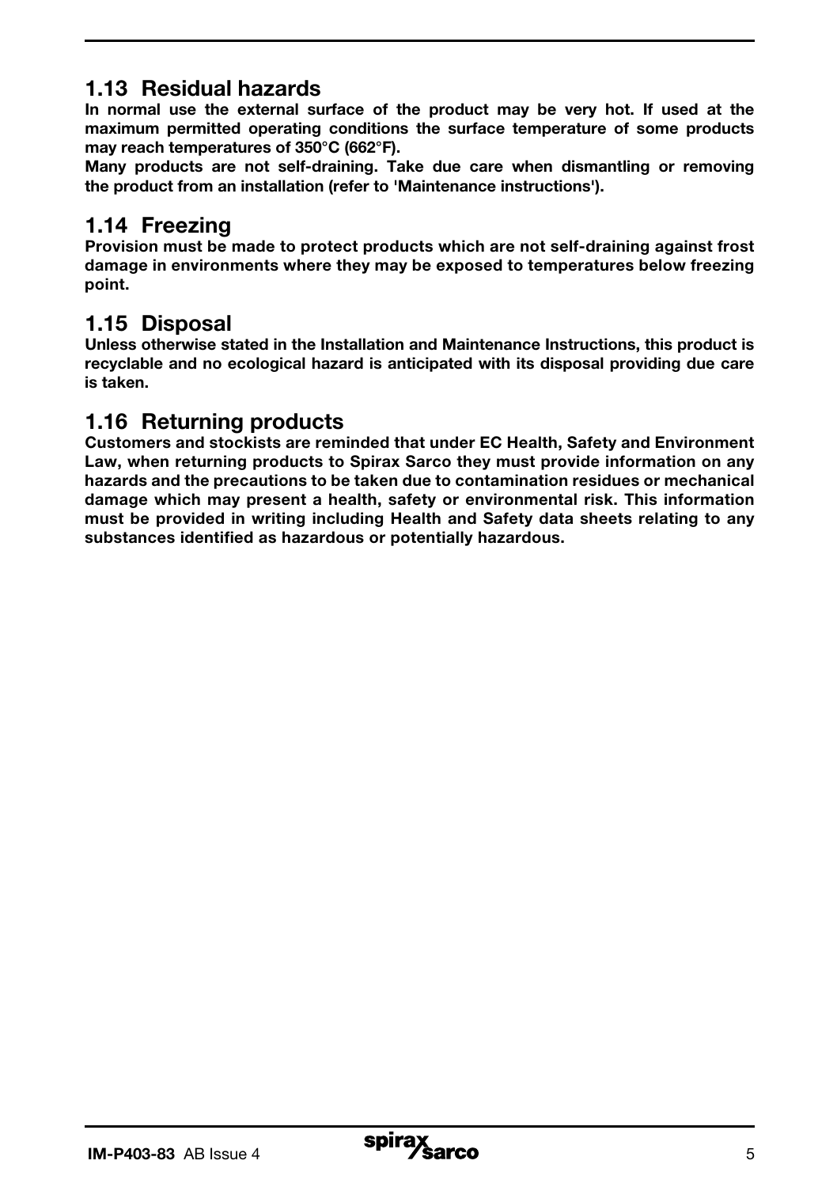## 1.13 Residual hazards

**In normal use the external surface of the product may be very hot. If used at the maximum permitted operating conditions the surface temperature of some products may reach temperatures of 350°C (662°F).**

**Many products are not self-draining. Take due care when dismantling or removing the product from an installation (refer to 'Maintenance instructions').**

## 1.14 Freezing

**Provision must be made to protect products which are not self-draining against frost damage in environments where they may be exposed to temperatures below freezing point.**

## 1.15 Disposal

**Unless otherwise stated in the Installation and Maintenance Instructions, this product is recyclable and no ecological hazard is anticipated with its disposal providing due care is taken.**

## 1.16 Returning products

**Customers and stockists are reminded that under EC Health, Safety and Environment Law, when returning products to Spirax Sarco they must provide information on any hazards and the precautions to be taken due to contamination residues or mechanical damage which may present a health, safety or environmental risk. This information must be provided in writing including Health and Safety data sheets relating to any substances identified as hazardous or potentially hazardous.**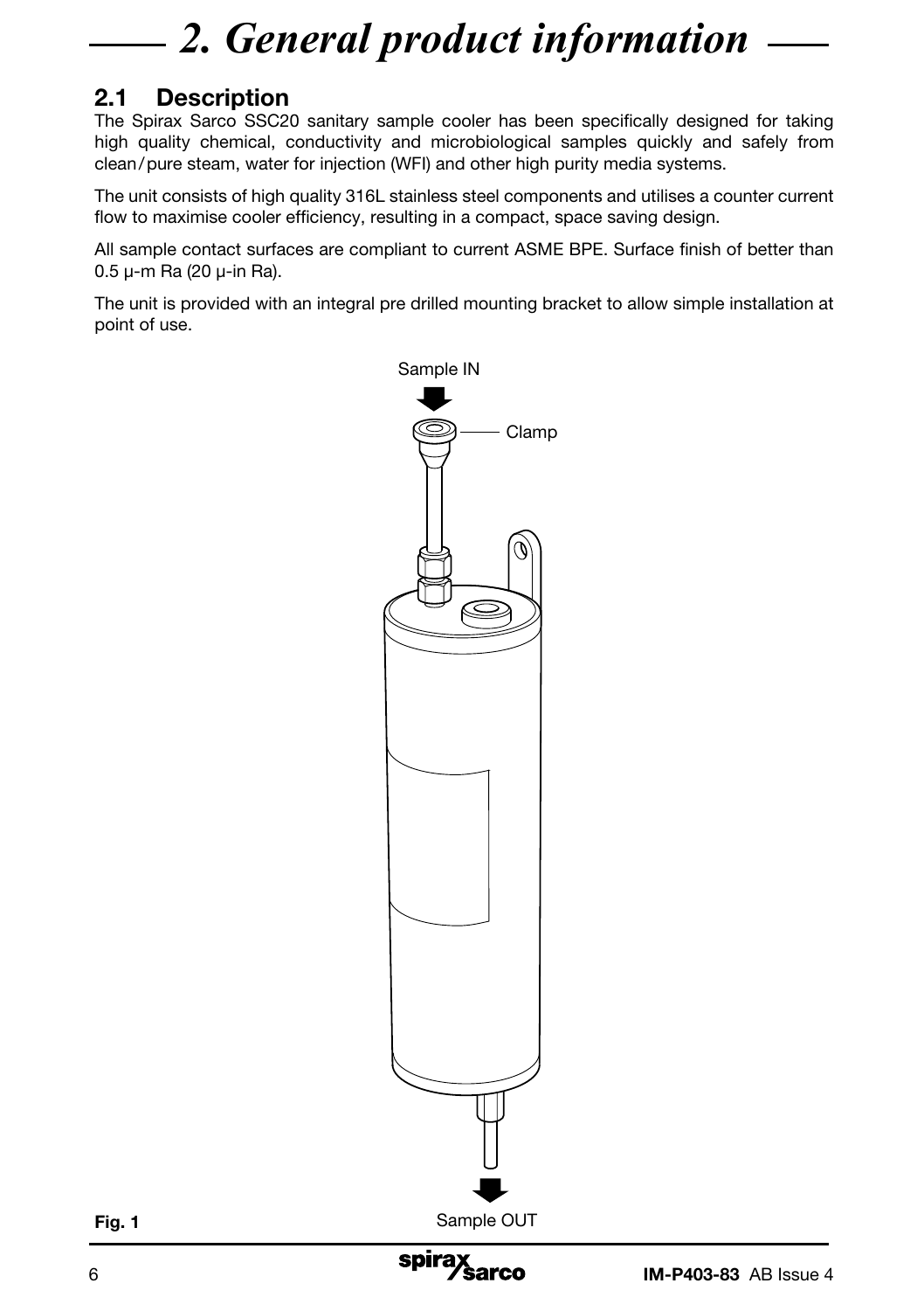# 2. General product information

## 2.1 Description

The Spirax Sarco SSC20 sanitary sample cooler has been specifically designed for taking high quality chemical, conductivity and microbiological samples quickly and safely from clean / pure steam, water for injection (WFI) and other high purity media systems.

The unit consists of high quality 316L stainless steel components and utilises a counter current flow to maximise cooler efficiency, resulting in a compact, space saving design.

All sample contact surfaces are compliant to current ASME BPE. Surface finish of better than 0.5 µ-m Ra (20 µ-in Ra).

The unit is provided with an integral pre drilled mounting bracket to allow simple installation at point of use.

Sample IN

Clamp

Sample OUT

**Fig. 1**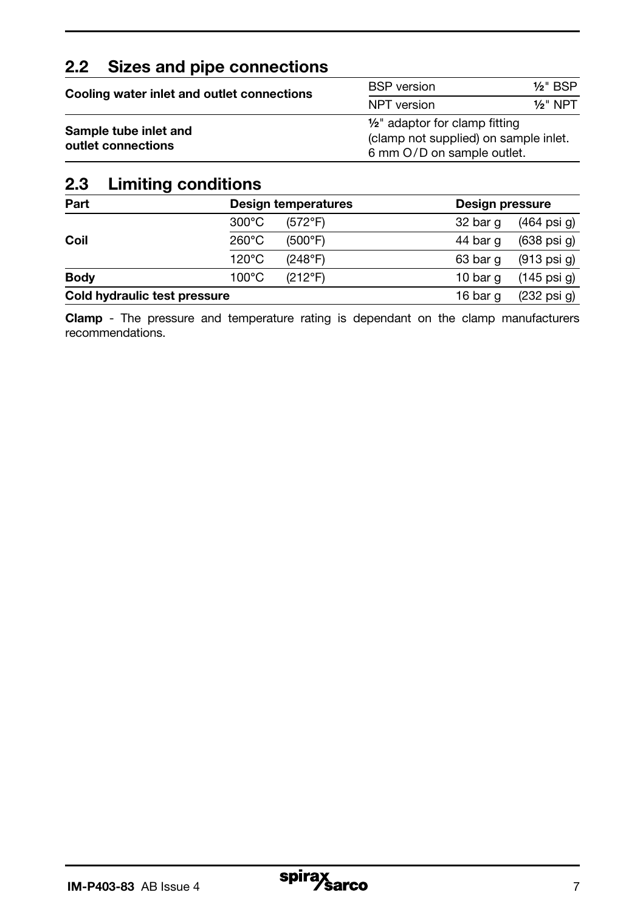## 2.2 Sizes and pipe connections

| | | |
|---|---|---|
| **Cooling water inlet and outlet connections** | BSP version | ½" BSP |
| | NPT version | ½" NPT |
| **Sample tube inlet and outlet connections** | ½" adaptor for clamp fitting (clamp not supplied) on sample inlet. 6 mm O/D on sample outlet. | |

## 2.3 Limiting conditions

| Part | Design temperatures | | Design pressure | |
|---|---|---|---|---|
| **Coil** | 300°C | (572°F) | 32 bar g | (464 psi g) |
| | 260°C | (500°F) | 44 bar g | (638 psi g) |
| | 120°C | (248°F) | 63 bar g | (913 psi g) |
| **Body** | 100°C | (212°F) | 10 bar g | (145 psi g) |
| **Cold hydraulic test pressure** | | | 16 bar g | (232 psi g) |

**Clamp** - The pressure and temperature rating is dependant on the clamp manufacturers recommendations.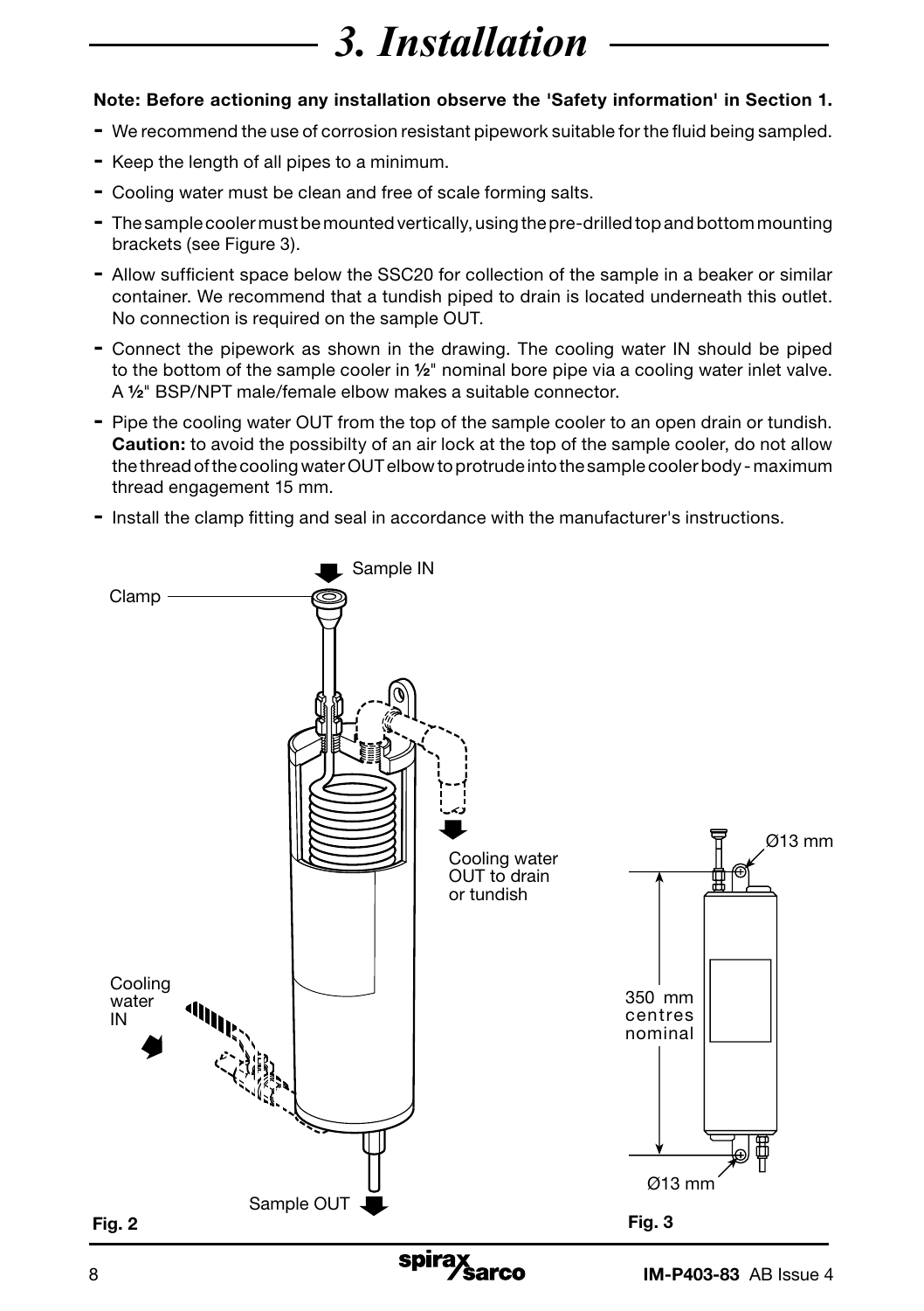# 3. Installation

**Note: Before actioning any installation observe the 'Safety information' in Section 1.**

- We recommend the use of corrosion resistant pipework suitable for the fluid being sampled.
- Keep the length of all pipes to a minimum.
- Cooling water must be clean and free of scale forming salts.
- The sample cooler must be mounted vertically, using the pre-drilled top and bottom mounting brackets (see Figure 3).
- Allow sufficient space below the SSC20 for collection of the sample in a beaker or similar container. We recommend that a tundish piped to drain is located underneath this outlet. No connection is required on the sample OUT.
- Connect the pipework as shown in the drawing. The cooling water IN should be piped to the bottom of the sample cooler in ½" nominal bore pipe via a cooling water inlet valve. A ½" BSP/NPT male/female elbow makes a suitable connector.
- Pipe the cooling water OUT from the top of the sample cooler to an open drain or tundish. **Caution:** to avoid the possibilty of an air lock at the top of the sample cooler, do not allow the thread of the cooling water OUT elbow to protrude into the sample cooler body - maximum thread engagement 15 mm.
- Install the clamp fitting and seal in accordance with the manufacturer's instructions.

Sample IN

Clamp

Cooling water OUT to drain or tundish

Cooling water IN

Sample OUT

**Fig. 2**

Ø13 mm

350 mm centres nominal

Ø13 mm

**Fig. 3**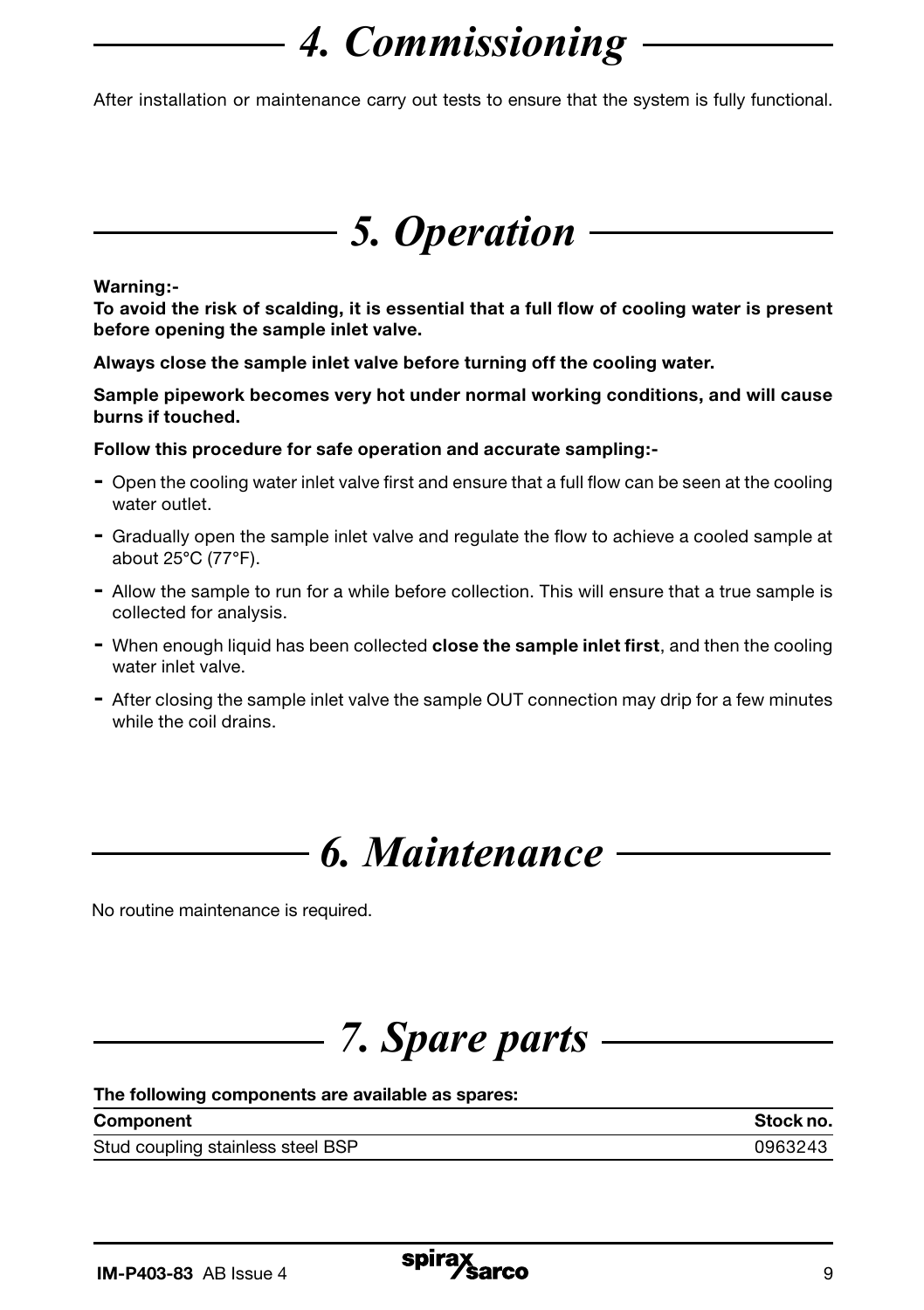# *4. Commissioning*

After installation or maintenance carry out tests to ensure that the system is fully functional.

# *5. Operation*

**Warning:-**

**To avoid the risk of scalding, it is essential that a full flow of cooling water is present before opening the sample inlet valve.**

**Always close the sample inlet valve before turning off the cooling water.**

**Sample pipework becomes very hot under normal working conditions, and will cause burns if touched.**

**Follow this procedure for safe operation and accurate sampling:-**

- Open the cooling water inlet valve first and ensure that a full flow can be seen at the cooling water outlet.
- Gradually open the sample inlet valve and regulate the flow to achieve a cooled sample at about 25°C (77°F).
- Allow the sample to run for a while before collection. This will ensure that a true sample is collected for analysis.
- When enough liquid has been collected **close the sample inlet first**, and then the cooling water inlet valve.
- After closing the sample inlet valve the sample OUT connection may drip for a few minutes while the coil drains.

# *6. Maintenance*

No routine maintenance is required.

# *7. Spare parts*

**The following components are available as spares:**

| Component | Stock no. |
| --- | --- |
| Stud coupling stainless steel BSP | 0963243 |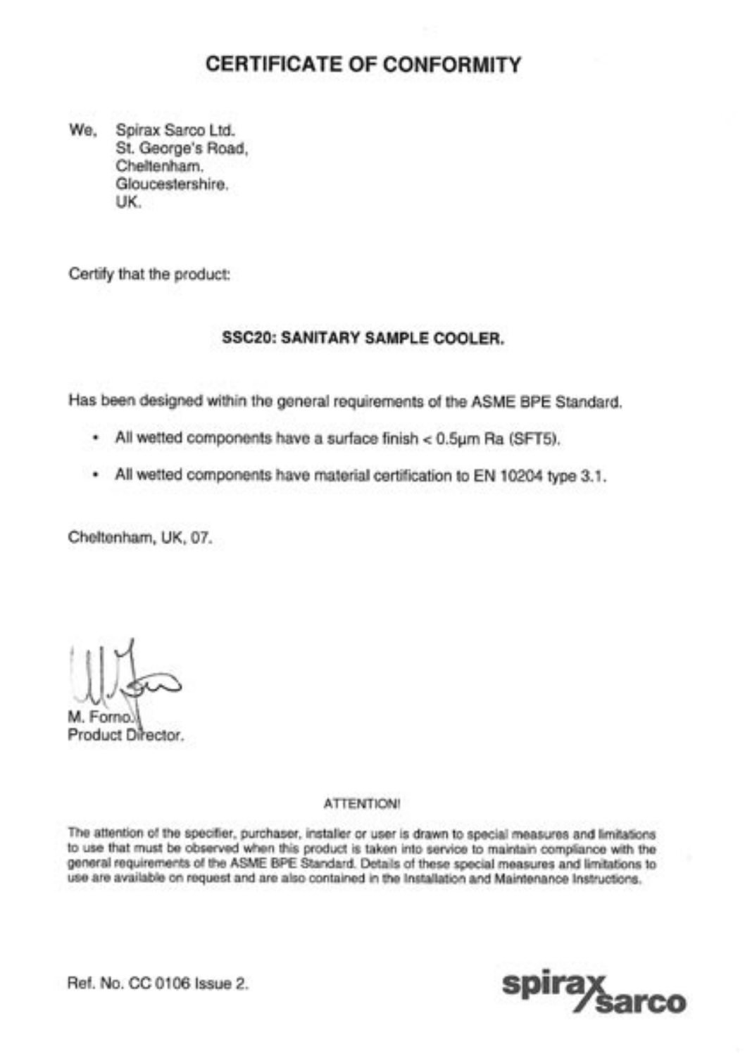# CERTIFICATE OF CONFORMITY

We, Spirax Sarco Ltd.
St. George's Road,
Cheltenham.
Gloucestershire.
UK.

Certify that the product:

**SSC20: SANITARY SAMPLE COOLER.**

Has been designed within the general requirements of the ASME BPE Standard.

- All wetted components have a surface finish < 0.5μm Ra (SFT5).
- All wetted components have material certification to EN 10204 type 3.1.

Cheltenham, UK, 07.

M. Forno.
Product Director.

ATTENTION!

The attention of the specifier, purchaser, installer or user is drawn to special measures and limitations to use that must be observed when this product is taken into service to maintain compliance with the general requirements of the ASME BPE Standard. Details of these special measures and limitations to use are available on request and are also contained in the Installation and Maintenance Instructions.

Ref. No. CC 0106 Issue 2.

spirax sarco